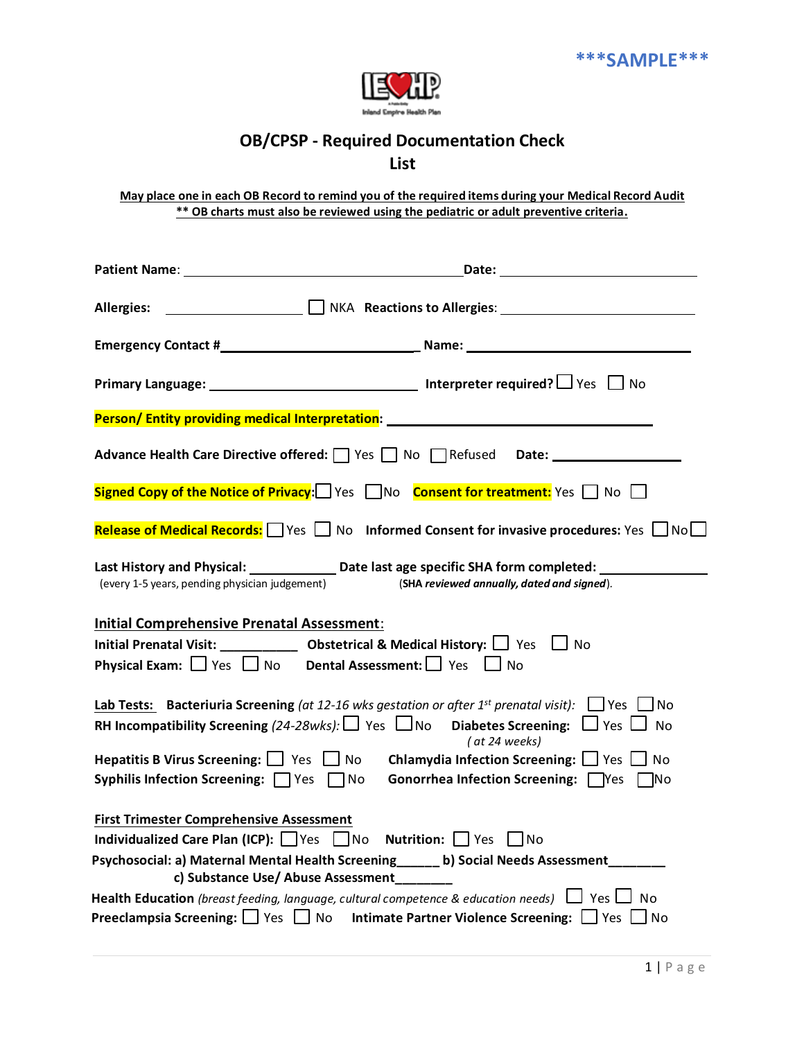***SAMPLE***

IE♥HP
Inland Empire Health Plan

# OB/CPSP - Required Documentation Check List

**May place one in each OB Record to remind you of the required items during your Medical Record Audit**
**** OB charts must also be reviewed using the pediatric or adult preventive criteria.**

**Patient Name**: ______________________________ **Date:** ____________________

**Allergies:** ______________ ☐ NKA **Reactions to Allergies**: ____________________

**Emergency Contact #**____________________ **Name:** ________________________

**Primary Language:** ______________________ **Interpreter required?** ☐ Yes ☐ No

**Person/ Entity providing medical Interpretation:** ____________________________

**Advance Health Care Directive offered:** ☐ Yes ☐ No ☐ Refused **Date:** ____________

**Signed Copy of the Notice of Privacy:** ☐ Yes ☐ No **Consent for treatment:** Yes ☐ No ☐

**Release of Medical Records:** ☐ Yes ☐ No **Informed Consent for invasive procedures:** Yes ☐ No ☐

**Last History and Physical:** __________ **Date last age specific SHA form completed:** ___________
(every 1-5 years, pending physician judgement) (**SHA *reviewed annually, dated and signed***).

## Initial Comprehensive Prenatal Assessment:

**Initial Prenatal Visit:** __________ **Obstetrical & Medical History:** ☐ Yes ☐ No
**Physical Exam:** ☐ Yes ☐ No **Dental Assessment:** ☐ Yes ☐ No

**Lab Tests:** **Bacteriuria Screening** *(at 12-16 wks gestation or after 1st prenatal visit):* ☐ Yes ☐ No
**RH Incompatibility Screening** *(24-28wks):* ☐ Yes ☐ No **Diabetes Screening:** ☐ Yes ☐ No *(at 24 weeks)*
**Hepatitis B Virus Screening:** ☐ Yes ☐ No **Chlamydia Infection Screening:** ☐ Yes ☐ No
**Syphilis Infection Screening:** ☐ Yes ☐ No **Gonorrhea Infection Screening:** ☐ Yes ☐ No

## First Trimester Comprehensive Assessment

**Individualized Care Plan (ICP):** ☐ Yes ☐ No **Nutrition:** ☐ Yes ☐ No
**Psychosocial: a) Maternal Mental Health Screening______ b) Social Needs Assessment________**
**c) Substance Use/ Abuse Assessment________**
**Health Education** *(breast feeding, language, cultural competence & education needs)* ☐ Yes ☐ No
**Preeclampsia Screening:** ☐ Yes ☐ No **Intimate Partner Violence Screening:** ☐ Yes ☐ No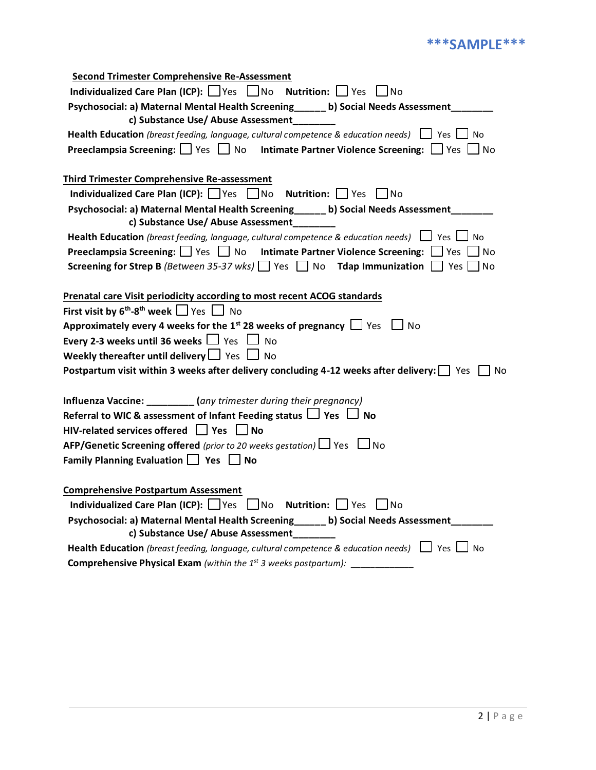***SAMPLE***

**Second Trimester Comprehensive Re-Assessment**

**Individualized Care Plan (ICP):** ☐ Yes ☐ No **Nutrition:** ☐ Yes ☐ No

**Psychosocial: a) Maternal Mental Health Screening______ b) Social Needs Assessment________**
**c) Substance Use/ Abuse Assessment________**

**Health Education** *(breast feeding, language, cultural competence & education needs)* ☐ Yes ☐ No

**Preeclampsia Screening:** ☐ Yes ☐ No **Intimate Partner Violence Screening:** ☐ Yes ☐ No

**Third Trimester Comprehensive Re-assessment**

**Individualized Care Plan (ICP):** ☐ Yes ☐ No **Nutrition:** ☐ Yes ☐ No

**Psychosocial: a) Maternal Mental Health Screening______ b) Social Needs Assessment________**
**c) Substance Use/ Abuse Assessment________**

**Health Education** *(breast feeding, language, cultural competence & education needs)* ☐ Yes ☐ No

**Preeclampsia Screening:** ☐ Yes ☐ No **Intimate Partner Violence Screening:** ☐ Yes ☐ No

**Screening for Strep B** *(Between 35-37 wks)* ☐ Yes ☐ No **Tdap Immunization** ☐ Yes ☐ No

**Prenatal care Visit periodicity according to most recent ACOG standards**

**First visit by 6th-8th week** ☐ Yes ☐ No

**Approximately every 4 weeks for the 1st 28 weeks of pregnancy** ☐ Yes ☐ No

**Every 2-3 weeks until 36 weeks** ☐ Yes ☐ No

**Weekly thereafter until delivery** ☐ Yes ☐ No

**Postpartum visit within 3 weeks after delivery concluding 4-12 weeks after delivery:** ☐ Yes ☐ No

**Influenza Vaccine: _________** *(any trimester during their pregnancy)*

**Referral to WIC & assessment of Infant Feeding status** ☐ **Yes** ☐ **No**

**HIV-related services offered** ☐ **Yes** ☐ **No**

**AFP/Genetic Screening offered** *(prior to 20 weeks gestation)* ☐ Yes ☐ No

**Family Planning Evaluation** ☐ **Yes** ☐ **No**

**Comprehensive Postpartum Assessment**

**Individualized Care Plan (ICP):** ☐ Yes ☐ No **Nutrition:** ☐ Yes ☐ No

**Psychosocial: a) Maternal Mental Health Screening______ b) Social Needs Assessment________**
**c) Substance Use/ Abuse Assessment________**

**Health Education** *(breast feeding, language, cultural competence & education needs)* ☐ Yes ☐ No

**Comprehensive Physical Exam** *(within the 1st 3 weeks postpartum):* _____________